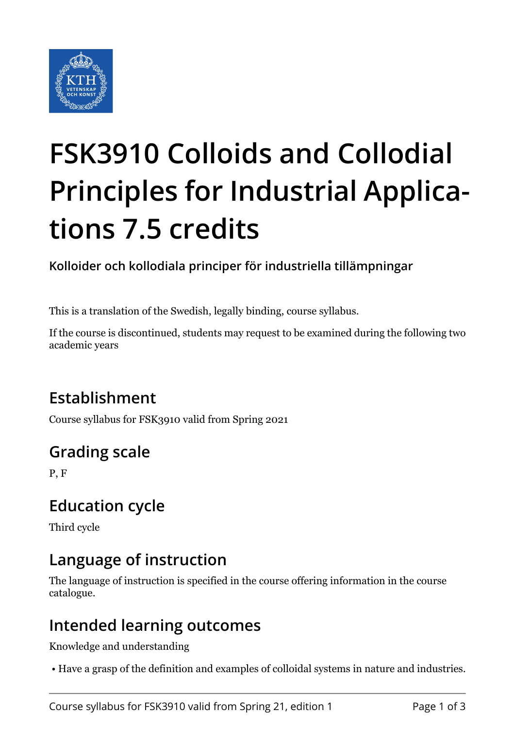# FSK3910 Colloids and Collodial Principles for Industrial Applications 7.5 credits

**Kolloider och kollodiala principer för industriella tillämpningar**

This is a translation of the Swedish, legally binding, course syllabus.

If the course is discontinued, students may request to be examined during the following two academic years

## Establishment

Course syllabus for FSK3910 valid from Spring 2021

## Grading scale

P, F

## Education cycle

Third cycle

## Language of instruction

The language of instruction is specified in the course offering information in the course catalogue.

## Intended learning outcomes

Knowledge and understanding

- Have a grasp of the definition and examples of colloidal systems in nature and industries.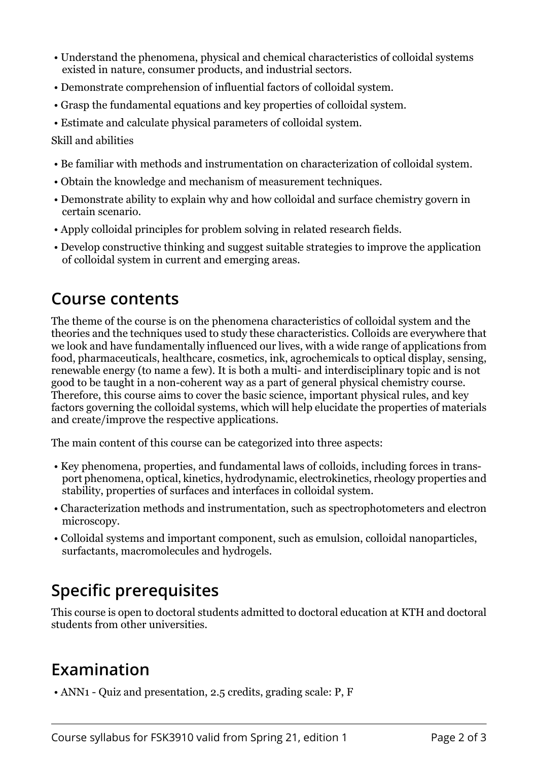- Understand the phenomena, physical and chemical characteristics of colloidal systems existed in nature, consumer products, and industrial sectors.
- Demonstrate comprehension of influential factors of colloidal system.
- Grasp the fundamental equations and key properties of colloidal system.
- Estimate and calculate physical parameters of colloidal system.

Skill and abilities

- Be familiar with methods and instrumentation on characterization of colloidal system.
- Obtain the knowledge and mechanism of measurement techniques.
- Demonstrate ability to explain why and how colloidal and surface chemistry govern in certain scenario.
- Apply colloidal principles for problem solving in related research fields.
- Develop constructive thinking and suggest suitable strategies to improve the application of colloidal system in current and emerging areas.

## Course contents

The theme of the course is on the phenomena characteristics of colloidal system and the theories and the techniques used to study these characteristics. Colloids are everywhere that we look and have fundamentally influenced our lives, with a wide range of applications from food, pharmaceuticals, healthcare, cosmetics, ink, agrochemicals to optical display, sensing, renewable energy (to name a few). It is both a multi- and interdisciplinary topic and is not good to be taught in a non-coherent way as a part of general physical chemistry course. Therefore, this course aims to cover the basic science, important physical rules, and key factors governing the colloidal systems, which will help elucidate the properties of materials and create/improve the respective applications.

The main content of this course can be categorized into three aspects:

- Key phenomena, properties, and fundamental laws of colloids, including forces in transport phenomena, optical, kinetics, hydrodynamic, electrokinetics, rheology properties and stability, properties of surfaces and interfaces in colloidal system.
- Characterization methods and instrumentation, such as spectrophotometers and electron microscopy.
- Colloidal systems and important component, such as emulsion, colloidal nanoparticles, surfactants, macromolecules and hydrogels.

## Specific prerequisites

This course is open to doctoral students admitted to doctoral education at KTH and doctoral students from other universities.

## Examination

- ANN1 - Quiz and presentation, 2.5 credits, grading scale: P, F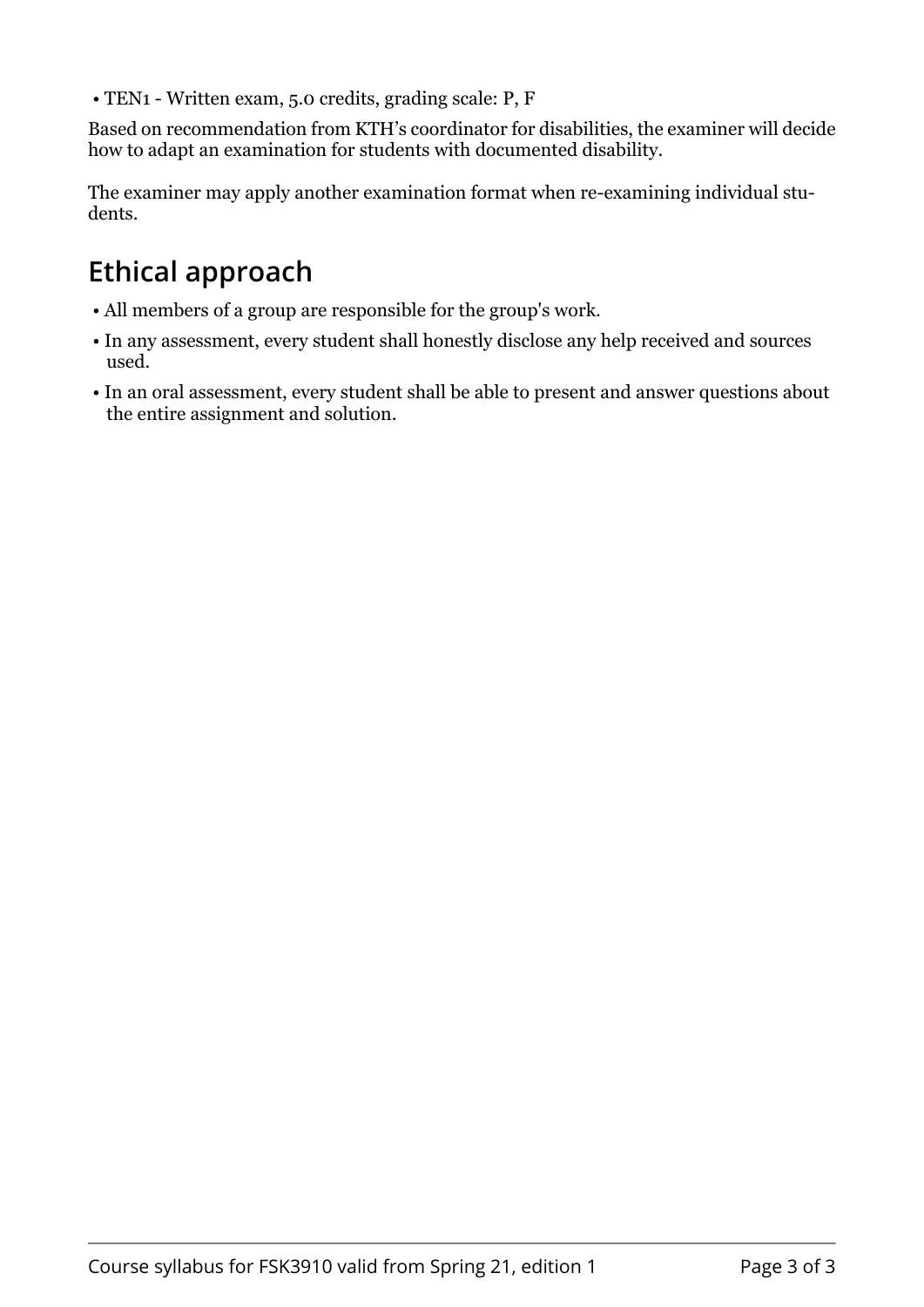- TEN1 - Written exam, 5.0 credits, grading scale: P, F

Based on recommendation from KTH's coordinator for disabilities, the examiner will decide how to adapt an examination for students with documented disability.

The examiner may apply another examination format when re-examining individual students.

## Ethical approach

- All members of a group are responsible for the group's work.
- In any assessment, every student shall honestly disclose any help received and sources used.
- In an oral assessment, every student shall be able to present and answer questions about the entire assignment and solution.